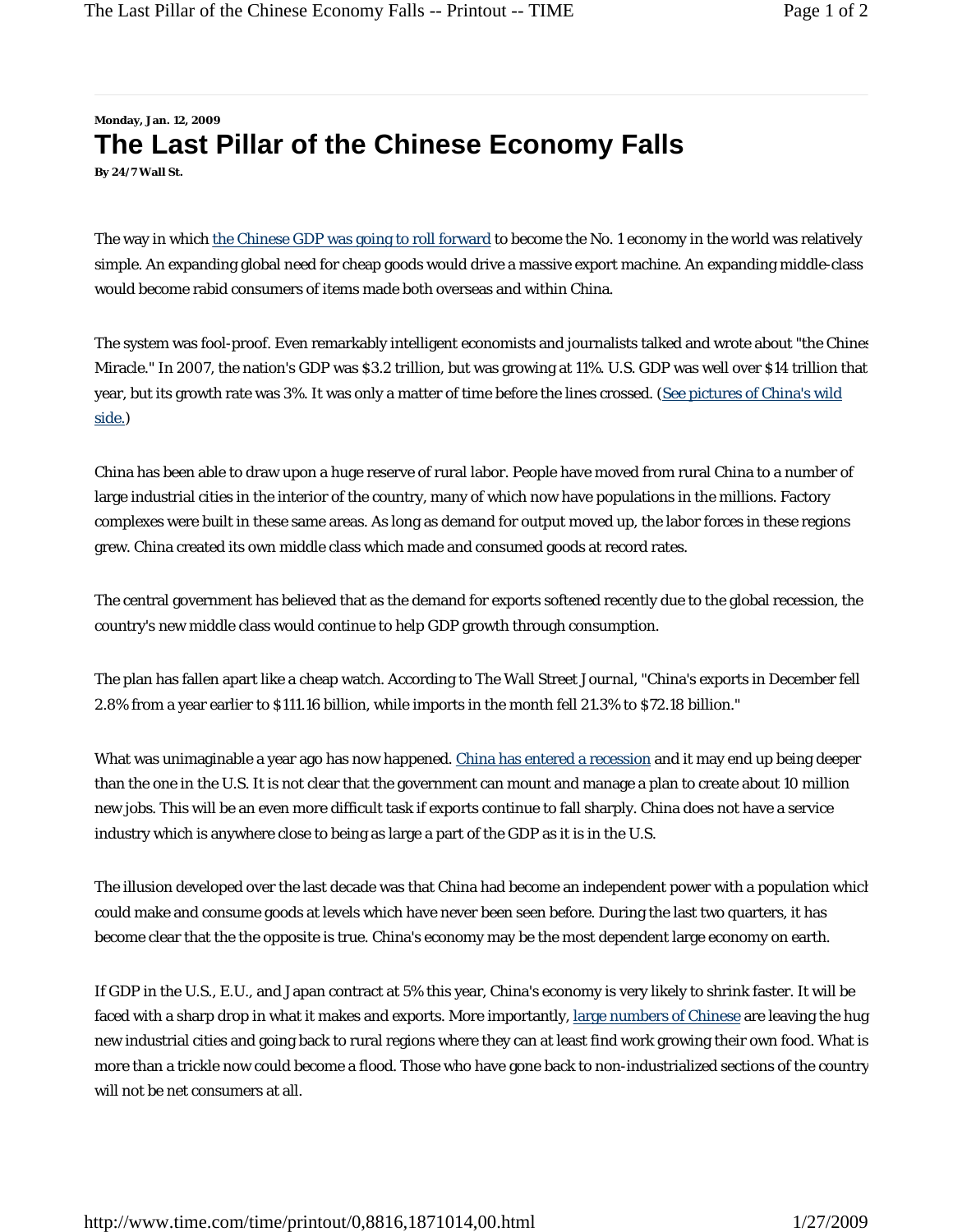**Monday, Jan. 12, 2009**

# The Last Pillar of the Chinese Economy Falls

**By 24/7 Wall St.**

The way in which the Chinese GDP was going to roll forward to become the No. 1 economy in the world was relatively simple. An expanding global need for cheap goods would drive a massive export machine. An expanding middle-class would become rabid consumers of items made both overseas and within China.

The system was fool-proof. Even remarkably intelligent economists and journalists talked and wrote about "the Chines Miracle." In 2007, the nation's GDP was $3.2 trillion, but was growing at 11%. U.S. GDP was well over $14 trillion that year, but its growth rate was 3%. It was only a matter of time before the lines crossed. (See pictures of China's wild side.)

China has been able to draw upon a huge reserve of rural labor. People have moved from rural China to a number of large industrial cities in the interior of the country, many of which now have populations in the millions. Factory complexes were built in these same areas. As long as demand for output moved up, the labor forces in these regions grew. China created its own middle class which made and consumed goods at record rates.

The central government has believed that as the demand for exports softened recently due to the global recession, the country's new middle class would continue to help GDP growth through consumption.

The plan has fallen apart like a cheap watch. According to The Wall Street *Journal*, "China's exports in December fell 2.8% from a year earlier to $111.16 billion, while imports in the month fell 21.3% to $72.18 billion."

What was unimaginable a year ago has now happened. China has entered a recession and it may end up being deeper than the one in the U.S. It is not clear that the government can mount and manage a plan to create about 10 million new jobs. This will be an even more difficult task if exports continue to fall sharply. China does not have a service industry which is anywhere close to being as large a part of the GDP as it is in the U.S.

The illusion developed over the last decade was that China had become an independent power with a population which could make and consume goods at levels which have never been seen before. During the last two quarters, it has become clear that the the opposite is true. China's economy may be the most dependent large economy on earth.

If GDP in the U.S., E.U., and Japan contract at 5% this year, China's economy is very likely to shrink faster. It will be faced with a sharp drop in what it makes and exports. More importantly, large numbers of Chinese are leaving the hug new industrial cities and going back to rural regions where they can at least find work growing their own food. What is more than a trickle now could become a flood. Those who have gone back to non-industrialized sections of the country will not be net consumers at all.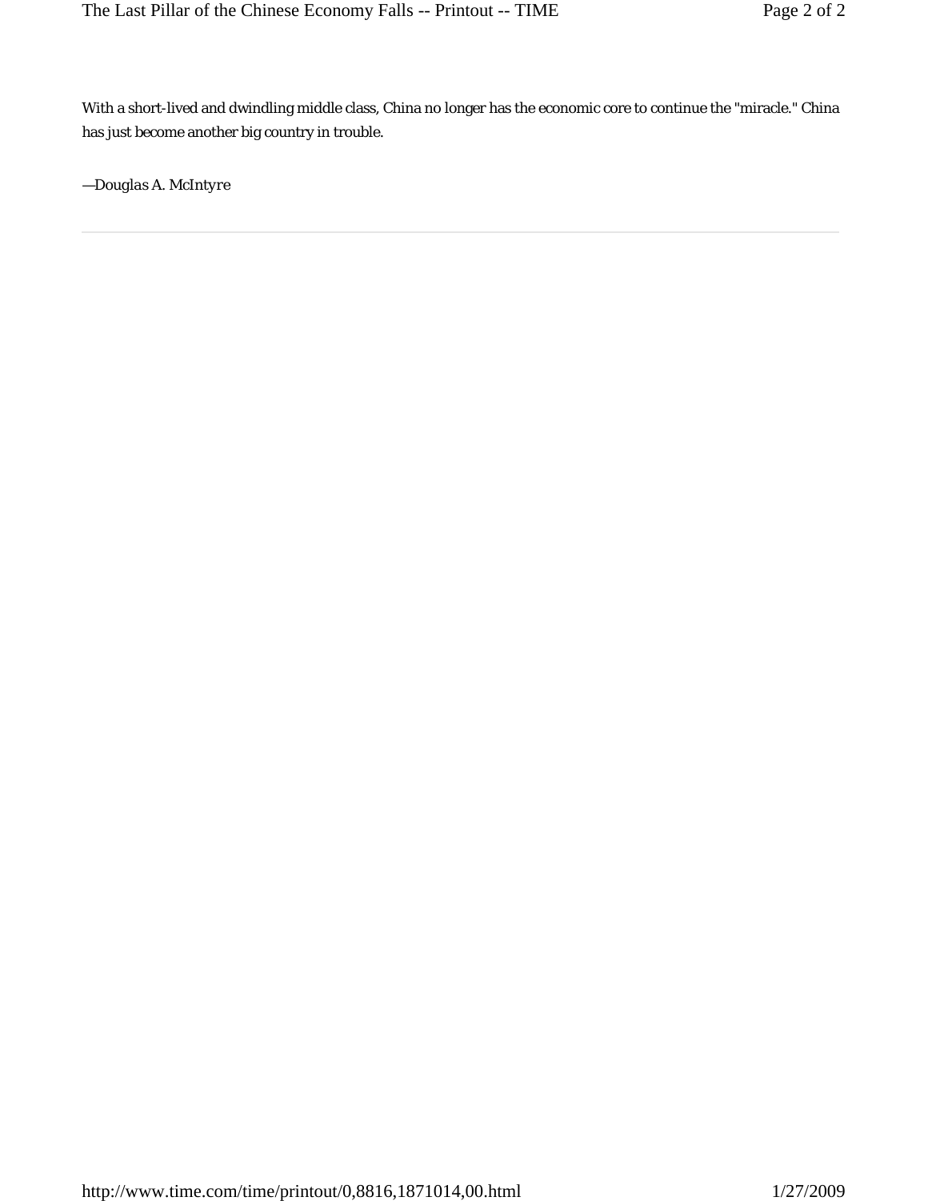With a short-lived and dwindling middle class, China no longer has the economic core to continue the "miracle." China has just become another big country in trouble.

—Douglas A. McIntyre

---